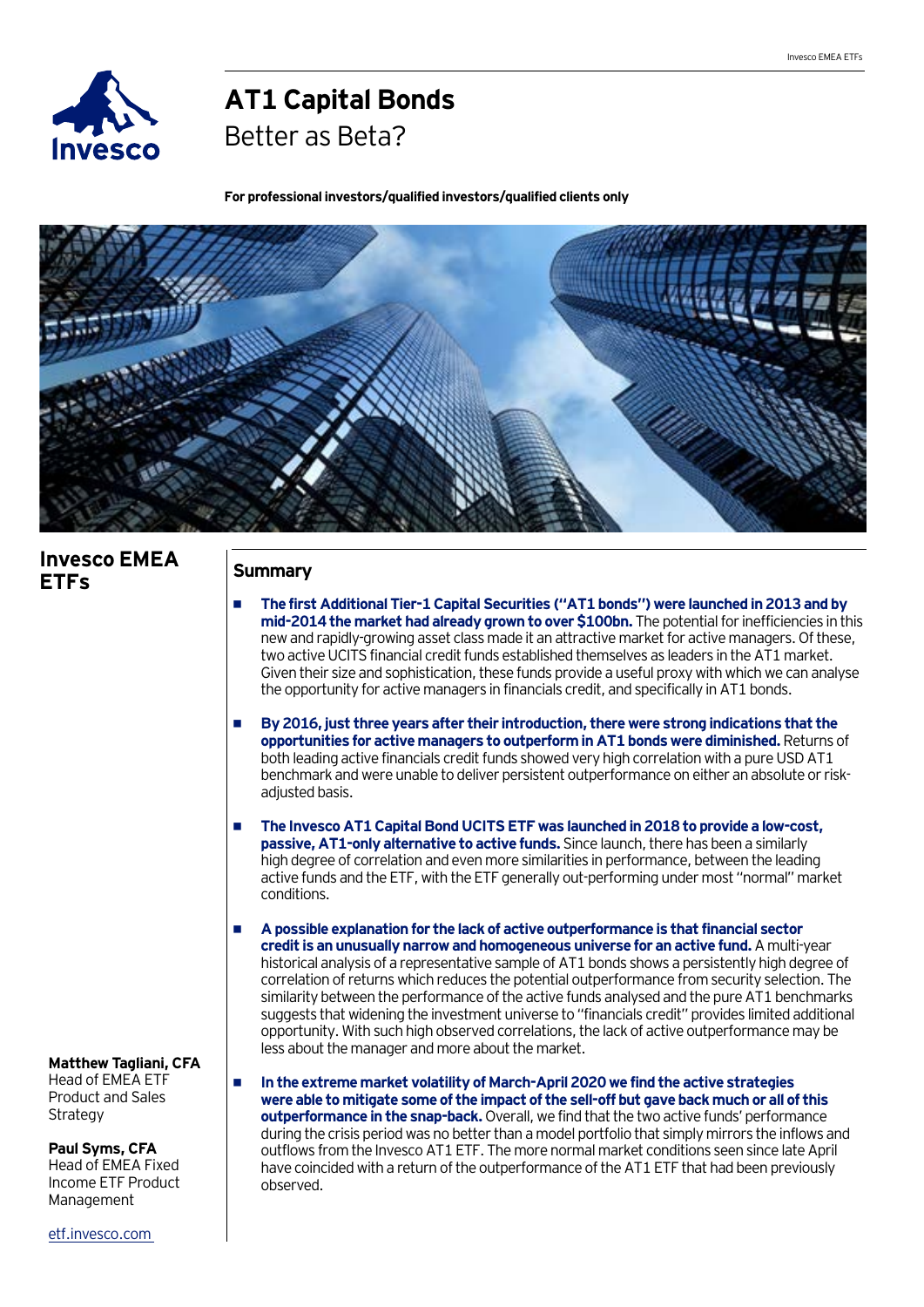# AT1 Capital Bonds

## Better as Beta?

**For professional investors/qualified investors/qualified clients only**

## Invesco EMEA ETFs

**Matthew Tagliani, CFA**
Head of EMEA ETF Product and Sales Strategy

**Paul Syms, CFA**
Head of EMEA Fixed Income ETF Product Management

etf.invesco.com

## Summary

- **The first Additional Tier-1 Capital Securities ("AT1 bonds") were launched in 2013 and by mid-2014 the market had already grown to over $100bn.** The potential for inefficiencies in this new and rapidly-growing asset class made it an attractive market for active managers. Of these, two active UCITS financial credit funds established themselves as leaders in the AT1 market. Given their size and sophistication, these funds provide a useful proxy with which we can analyse the opportunity for active managers in financials credit, and specifically in AT1 bonds.

- **By 2016, just three years after their introduction, there were strong indications that the opportunities for active managers to outperform in AT1 bonds were diminished.** Returns of both leading active financials credit funds showed very high correlation with a pure USD AT1 benchmark and were unable to deliver persistent outperformance on either an absolute or risk-adjusted basis.

- **The Invesco AT1 Capital Bond UCITS ETF was launched in 2018 to provide a low-cost, passive, AT1-only alternative to active funds.** Since launch, there has been a similarly high degree of correlation and even more similarities in performance, between the leading active funds and the ETF, with the ETF generally out-performing under most "normal" market conditions.

- **A possible explanation for the lack of active outperformance is that financial sector credit is an unusually narrow and homogeneous universe for an active fund.** A multi-year historical analysis of a representative sample of AT1 bonds shows a persistently high degree of correlation of returns which reduces the potential outperformance from security selection. The similarity between the performance of the active funds analysed and the pure AT1 benchmarks suggests that widening the investment universe to "financials credit" provides limited additional opportunity. With such high observed correlations, the lack of active outperformance may be less about the manager and more about the market.

- **In the extreme market volatility of March-April 2020 we find the active strategies were able to mitigate some of the impact of the sell-off but gave back much or all of this outperformance in the snap-back.** Overall, we find that the two active funds' performance during the crisis period was no better than a model portfolio that simply mirrors the inflows and outflows from the Invesco AT1 ETF. The more normal market conditions seen since late April have coincided with a return of the outperformance of the AT1 ETF that had been previously observed.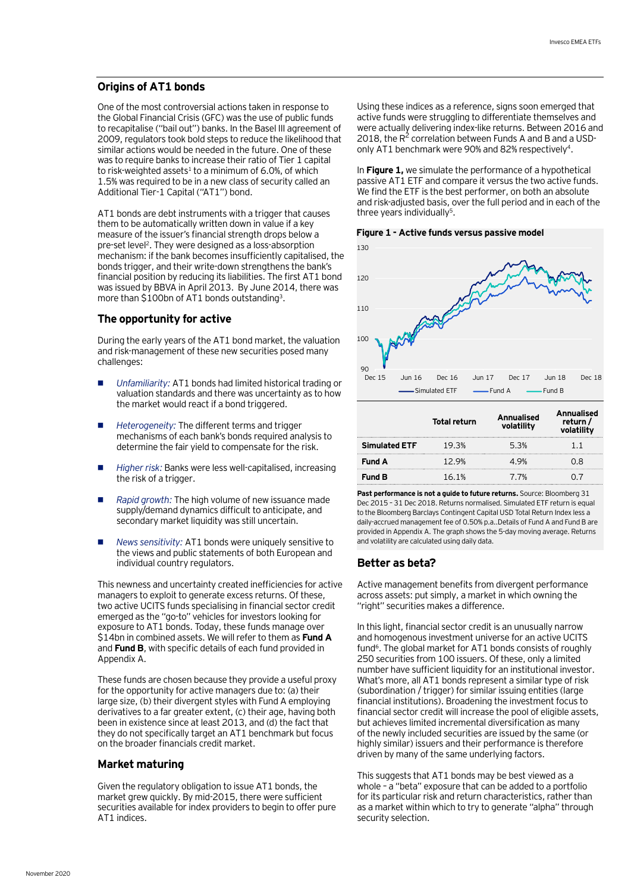## Origins of AT1 bonds

One of the most controversial actions taken in response to the Global Financial Crisis (GFC) was the use of public funds to recapitalise ("bail out") banks. In the Basel III agreement of 2009, regulators took bold steps to reduce the likelihood that similar actions would be needed in the future. One of these was to require banks to increase their ratio of Tier 1 capital to risk-weighted assets[1] to a minimum of 6.0%, of which 1.5% was required to be in a new class of security called an Additional Tier-1 Capital ("AT1") bond.

AT1 bonds are debt instruments with a trigger that causes them to be automatically written down in value if a key measure of the issuer's financial strength drops below a pre-set level[2]. They were designed as a loss-absorption mechanism: if the bank becomes insufficiently capitalised, the bonds trigger, and their write-down strengthens the bank's financial position by reducing its liabilities. The first AT1 bond was issued by BBVA in April 2013. By June 2014, there was more than $100bn of AT1 bonds outstanding[3].

### The opportunity for active

During the early years of the AT1 bond market, the valuation and risk-management of these new securities posed many challenges:

- *Unfamiliarity:* AT1 bonds had limited historical trading or valuation standards and there was uncertainty as to how the market would react if a bond triggered.
- *Heterogeneity:* The different terms and trigger mechanisms of each bank's bonds required analysis to determine the fair yield to compensate for the risk.
- *Higher risk:* Banks were less well-capitalised, increasing the risk of a trigger.
- *Rapid growth:* The high volume of new issuance made supply/demand dynamics difficult to anticipate, and secondary market liquidity was still uncertain.
- *News sensitivity:* AT1 bonds were uniquely sensitive to the views and public statements of both European and individual country regulators.

This newness and uncertainty created inefficiencies for active managers to exploit to generate excess returns. Of these, two active UCITS funds specialising in financial sector credit emerged as the "go-to" vehicles for investors looking for exposure to AT1 bonds. Today, these funds manage over $14bn in combined assets. We will refer to them as **Fund A** and **Fund B**, with specific details of each fund provided in Appendix A.

These funds are chosen because they provide a useful proxy for the opportunity for active managers due to: (a) their large size, (b) their divergent styles with Fund A employing derivatives to a far greater extent, (c) their age, having both been in existence since at least 2013, and (d) the fact that they do not specifically target an AT1 benchmark but focus on the broader financials credit market.

### Market maturing

Given the regulatory obligation to issue AT1 bonds, the market grew quickly. By mid-2015, there were sufficient securities available for index providers to begin to offer pure AT1 indices.

Using these indices as a reference, signs soon emerged that active funds were struggling to differentiate themselves and were actually delivering index-like returns. Between 2016 and 2018, the $R^2$ correlation between Funds A and B and a USD-only AT1 benchmark were 90% and 82% respectively[4].

In **Figure 1,** we simulate the performance of a hypothetical passive AT1 ETF and compare it versus the two active funds. We find the ETF is the best performer, on both an absolute and risk-adjusted basis, over the full period and in each of the three years individually[5].

**Figure 1 - Active funds versus passive model**

| | Total return | Annualised volatility | Annualised return / volatility |
|---|---|---|---|
| **Simulated ETF** | 19.3% | 5.3% | 1.1 |
| **Fund A** | 12.9% | 4.9% | 0.8 |
| **Fund B** | 16.1% | 7.7% | 0.7 |

**Past performance is not a guide to future returns.** Source: Bloomberg 31 Dec 2015 – 31 Dec 2018. Returns normalised. Simulated ETF return is equal to the Bloomberg Barclays Contingent Capital USD Total Return Index less a daily-accrued management fee of 0.50% p.a..Details of Fund A and Fund B are provided in Appendix A. The graph shows the 5-day moving average. Returns and volatility are calculated using daily data.

### Better as beta?

Active management benefits from divergent performance across assets: put simply, a market in which owning the "right" securities makes a difference.

In this light, financial sector credit is an unusually narrow and homogenous investment universe for an active UCITS fund[6]. The global market for AT1 bonds consists of roughly 250 securities from 100 issuers. Of these, only a limited number have sufficient liquidity for an institutional investor. What's more, all AT1 bonds represent a similar type of risk (subordination / trigger) for similar issuing entities (large financial institutions). Broadening the investment focus to financial sector credit will increase the pool of eligible assets, but achieves limited incremental diversification as many of the newly included securities are issued by the same (or highly similar) issuers and their performance is therefore driven by many of the same underlying factors.

This suggests that AT1 bonds may be best viewed as a whole – a "beta" exposure that can be added to a portfolio for its particular risk and return characteristics, rather than as a market within which to try to generate "alpha" through security selection.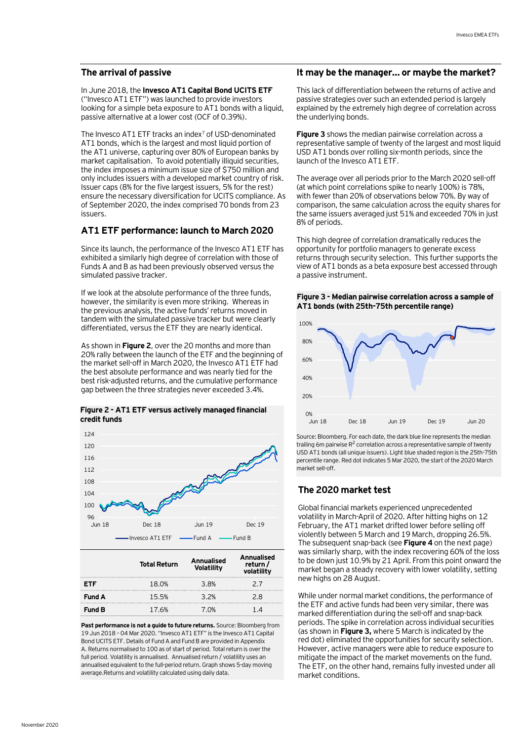## The arrival of passive

In June 2018, the **Invesco AT1 Capital Bond UCITS ETF** ("Invesco AT1 ETF") was launched to provide investors looking for a simple beta exposure to AT1 bonds with a liquid, passive alternative at a lower cost (OCF of 0.39%).

The Invesco AT1 ETF tracks an index[7] of USD-denominated AT1 bonds, which is the largest and most liquid portion of the AT1 universe, capturing over 80% of European banks by market capitalisation. To avoid potentially illiquid securities, the index imposes a minimum issue size of $750 million and only includes issuers with a developed market country of risk. Issuer caps (8% for the five largest issuers, 5% for the rest) ensure the necessary diversification for UCITS compliance. As of September 2020, the index comprised 70 bonds from 23 issuers.

## AT1 ETF performance: launch to March 2020

Since its launch, the performance of the Invesco AT1 ETF has exhibited a similarly high degree of correlation with those of Funds A and B as had been previously observed versus the simulated passive tracker.

If we look at the absolute performance of the three funds, however, the similarity is even more striking. Whereas in the previous analysis, the active funds' returns moved in tandem with the simulated passive tracker but were clearly differentiated, versus the ETF they are nearly identical.

As shown in **Figure 2**, over the 20 months and more than 20% rally between the launch of the ETF and the beginning of the market sell-off in March 2020, the Invesco AT1 ETF had the best absolute performance and was nearly tied for the best risk-adjusted returns, and the cumulative performance gap between the three strategies never exceeded 3.4%.

**Figure 2 - AT1 ETF versus actively managed financial credit funds**

| | Total Return | Annualised Volatility | Annualised return / volatility |
|---|---|---|---|
| **ETF** | 18.0% | 3.8% | 2.7 |
| **Fund A** | 15.5% | 3.2% | 2.8 |
| **Fund B** | 17.6% | 7.0% | 1.4 |

**Past performance is not a guide to future returns.** Source: Bloomberg from 19 Jun 2018 - 04 Mar 2020. "Invesco AT1 ETF" is the Invesco AT1 Capital Bond UCITS ETF. Details of Fund A and Fund B are provided in Appendix A. Returns normalised to 100 as of start of period. Total return is over the full period. Volatility is annualised. Annualised return / volatility uses an annualised equivalent to the full-period return. Graph shows 5-day moving average.Returns and volatility calculated using daily data.

## It may be the manager... or maybe the market?

This lack of differentiation between the returns of active and passive strategies over such an extended period is largely explained by the extremely high degree of correlation across the underlying bonds.

**Figure 3** shows the median pairwise correlation across a representative sample of twenty of the largest and most liquid USD AT1 bonds over rolling six-month periods, since the launch of the Invesco AT1 ETF.

The average over all periods prior to the March 2020 sell-off (at which point correlations spike to nearly 100%) is 78%, with fewer than 20% of observations below 70%. By way of comparison, the same calculation across the equity shares for the same issuers averaged just 51% and exceeded 70% in just 8% of periods.

This high degree of correlation dramatically reduces the opportunity for portfolio managers to generate excess returns through security selection. This further supports the view of AT1 bonds as a beta exposure best accessed through a passive instrument.

**Figure 3 - Median pairwise correlation across a sample of AT1 bonds (with 25th-75th percentile range)**

Source: Bloomberg. For each date, the dark blue line represents the median trailing 6m pairwise $R^2$ correlation across a representative sample of twenty USD AT1 bonds (all unique issuers). Light blue shaded region is the 25th-75th percentile range. Red dot indicates 5 Mar 2020, the start of the 2020 March market sell-off.

## The 2020 market test

Global financial markets experienced unprecedented volatility in March-April of 2020. After hitting highs on 12 February, the AT1 market drifted lower before selling off violently between 5 March and 19 March, dropping 26.5%. The subsequent snap-back (see **Figure 4** on the next page) was similarly sharp, with the index recovering 60% of the loss to be down just 10.9% by 21 April. From this point onward the market began a steady recovery with lower volatility, setting new highs on 28 August.

While under normal market conditions, the performance of the ETF and active funds had been very similar, there was marked differentiation during the sell-off and snap-back periods. The spike in correlation across individual securities (as shown in **Figure 3,** where 5 March is indicated by the red dot) eliminated the opportunities for security selection. However, active managers were able to reduce exposure to mitigate the impact of the market movements on the fund. The ETF, on the other hand, remains fully invested under all market conditions.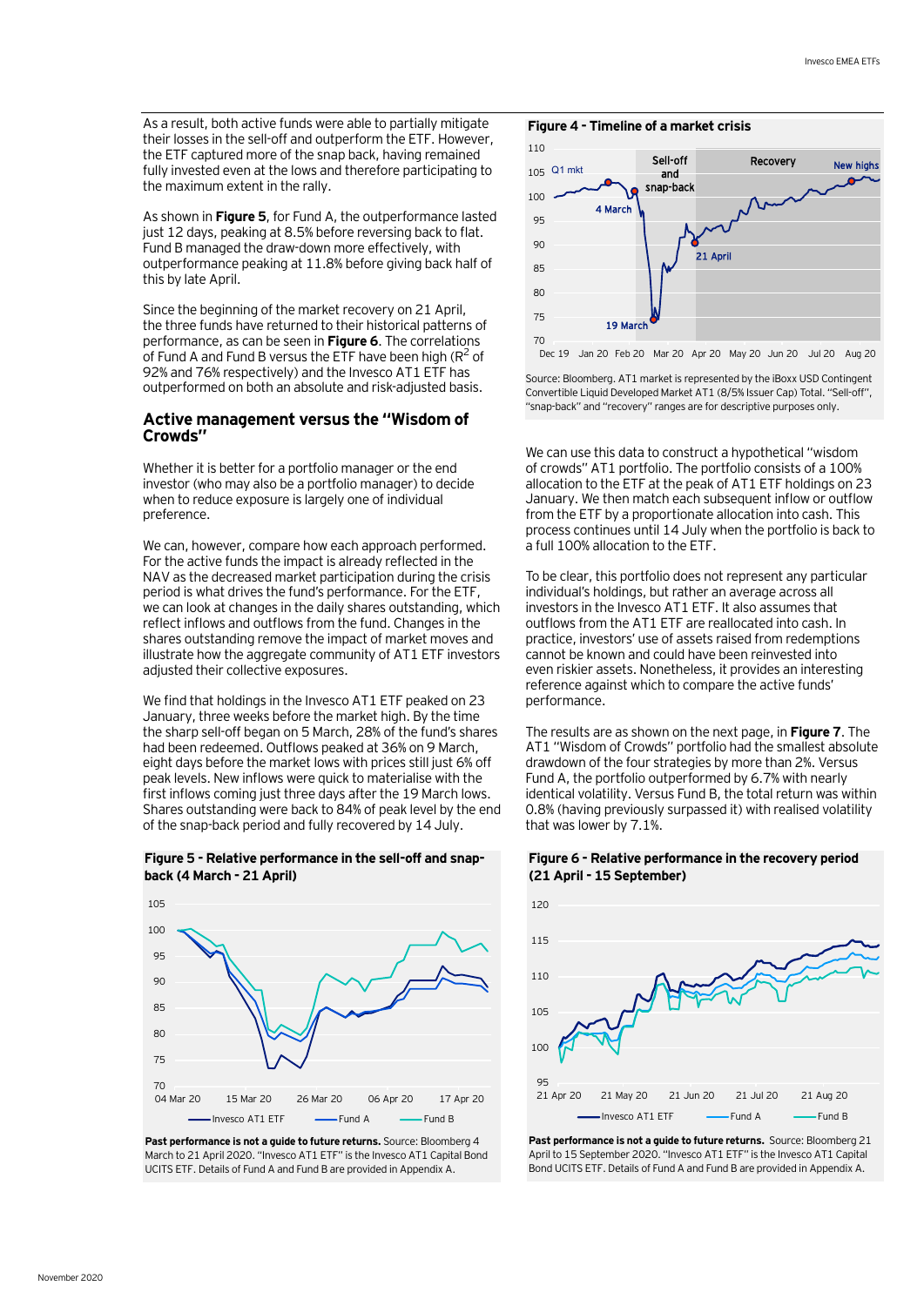As a result, both active funds were able to partially mitigate their losses in the sell-off and outperform the ETF. However, the ETF captured more of the snap back, having remained fully invested even at the lows and therefore participating to the maximum extent in the rally.

As shown in **Figure 5**, for Fund A, the outperformance lasted just 12 days, peaking at 8.5% before reversing back to flat. Fund B managed the draw-down more effectively, with outperformance peaking at 11.8% before giving back half of this by late April.

Since the beginning of the market recovery on 21 April, the three funds have returned to their historical patterns of performance, as can be seen in **Figure 6**. The correlations of Fund A and Fund B versus the ETF have been high ($R^2$ of 92% and 76% respectively) and the Invesco AT1 ETF has outperformed on both an absolute and risk-adjusted basis.

## Active management versus the "Wisdom of Crowds"

Whether it is better for a portfolio manager or the end investor (who may also be a portfolio manager) to decide when to reduce exposure is largely one of individual preference.

We can, however, compare how each approach performed. For the active funds the impact is already reflected in the NAV as the decreased market participation during the crisis period is what drives the fund's performance. For the ETF, we can look at changes in the daily shares outstanding, which reflect inflows and outflows from the fund. Changes in the shares outstanding remove the impact of market moves and illustrate how the aggregate community of AT1 ETF investors adjusted their collective exposures.

We find that holdings in the Invesco AT1 ETF peaked on 23 January, three weeks before the market high. By the time the sharp sell-off began on 5 March, 28% of the fund's shares had been redeemed. Outflows peaked at 36% on 9 March, eight days before the market lows with prices still just 6% off peak levels. New inflows were quick to materialise with the first inflows coming just three days after the 19 March lows. Shares outstanding were back to 84% of peak level by the end of the snap-back period and fully recovered by 14 July.

**Figure 5 - Relative performance in the sell-off and snap-back (4 March - 21 April)**

**Past performance is not a guide to future returns.** Source: Bloomberg 4 March to 21 April 2020. "Invesco AT1 ETF" is the Invesco AT1 Capital Bond UCITS ETF. Details of Fund A and Fund B are provided in Appendix A.

**Figure 4 - Timeline of a market crisis**

Source: Bloomberg. AT1 market is represented by the iBoxx USD Contingent Convertible Liquid Developed Market AT1 (8/5% Issuer Cap) Total. "Sell-off", "snap-back" and "recovery" ranges are for descriptive purposes only.

We can use this data to construct a hypothetical "wisdom of crowds" AT1 portfolio. The portfolio consists of a 100% allocation to the ETF at the peak of AT1 ETF holdings on 23 January. We then match each subsequent inflow or outflow from the ETF by a proportionate allocation into cash. This process continues until 14 July when the portfolio is back to a full 100% allocation to the ETF.

To be clear, this portfolio does not represent any particular individual's holdings, but rather an average across all investors in the Invesco AT1 ETF. It also assumes that outflows from the AT1 ETF are reallocated into cash. In practice, investors' use of assets raised from redemptions cannot be known and could have been reinvested into even riskier assets. Nonetheless, it provides an interesting reference against which to compare the active funds' performance.

The results are as shown on the next page, in **Figure 7**. The AT1 "Wisdom of Crowds" portfolio had the smallest absolute drawdown of the four strategies by more than 2%. Versus Fund A, the portfolio outperformed by 6.7% with nearly identical volatility. Versus Fund B, the total return was within 0.8% (having previously surpassed it) with realised volatility that was lower by 7.1%.

**Figure 6 - Relative performance in the recovery period (21 April - 15 September)**

**Past performance is not a guide to future returns.** Source: Bloomberg 21 April to 15 September 2020. "Invesco AT1 ETF" is the Invesco AT1 Capital Bond UCITS ETF. Details of Fund A and Fund B are provided in Appendix A.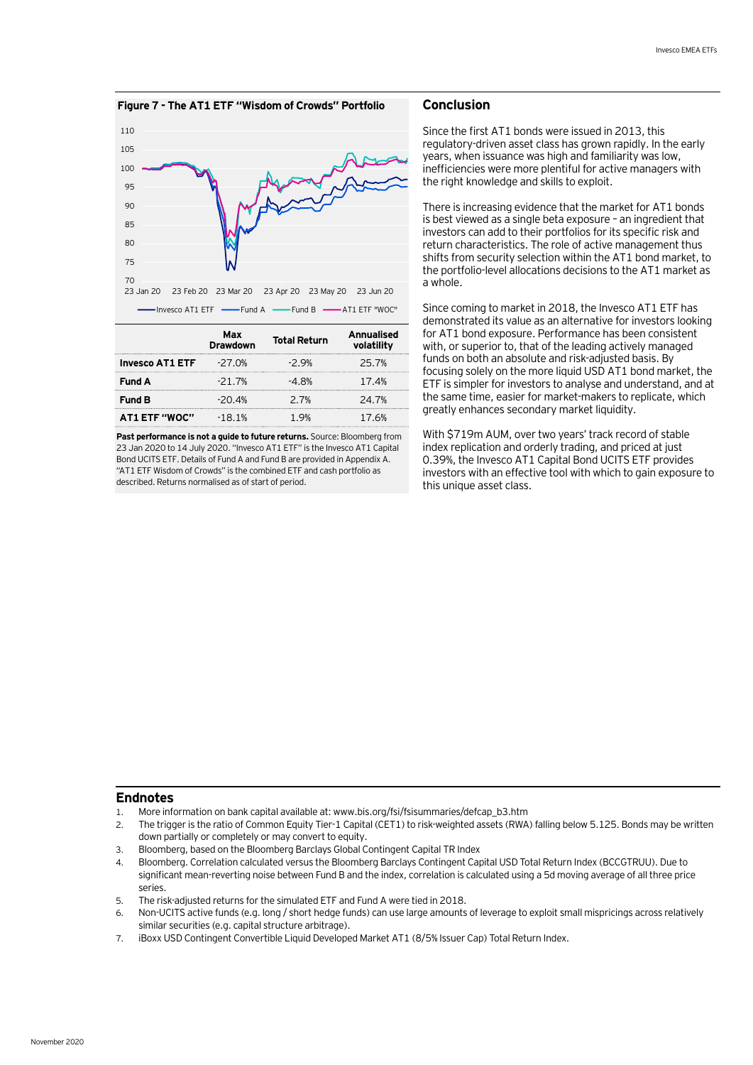**Figure 7 - The AT1 ETF "Wisdom of Crowds" Portfolio**

| | Max Drawdown | Total Return | Annualised volatility |
|---|---|---|---|
| **Invesco AT1 ETF** | -27.0% | -2.9% | 25.7% |
| **Fund A** | -21.7% | -4.8% | 17.4% |
| **Fund B** | -20.4% | 2.7% | 24.7% |
| **AT1 ETF "WOC"** | -18.1% | 1.9% | 17.6% |

**Past performance is not a guide to future returns.** Source: Bloomberg from 23 Jan 2020 to 14 July 2020. "Invesco AT1 ETF" is the Invesco AT1 Capital Bond UCITS ETF. Details of Fund A and Fund B are provided in Appendix A. "AT1 ETF Wisdom of Crowds" is the combined ETF and cash portfolio as described. Returns normalised as of start of period.

## Conclusion

Since the first AT1 bonds were issued in 2013, this regulatory-driven asset class has grown rapidly. In the early years, when issuance was high and familiarity was low, inefficiencies were more plentiful for active managers with the right knowledge and skills to exploit.

There is increasing evidence that the market for AT1 bonds is best viewed as a single beta exposure – an ingredient that investors can add to their portfolios for its specific risk and return characteristics. The role of active management thus shifts from security selection within the AT1 bond market, to the portfolio-level allocations decisions to the AT1 market as a whole.

Since coming to market in 2018, the Invesco AT1 ETF has demonstrated its value as an alternative for investors looking for AT1 bond exposure. Performance has been consistent with, or superior to, that of the leading actively managed funds on both an absolute and risk-adjusted basis. By focusing solely on the more liquid USD AT1 bond market, the ETF is simpler for investors to analyse and understand, and at the same time, easier for market-makers to replicate, which greatly enhances secondary market liquidity.

With $719m AUM, over two years' track record of stable index replication and orderly trading, and priced at just 0.39%, the Invesco AT1 Capital Bond UCITS ETF provides investors with an effective tool with which to gain exposure to this unique asset class.

## Endnotes

1. More information on bank capital available at: www.bis.org/fsi/fsisummaries/defcap_b3.htm
2. The trigger is the ratio of Common Equity Tier-1 Capital (CET1) to risk-weighted assets (RWA) falling below 5.125. Bonds may be written down partially or completely or may convert to equity.
3. Bloomberg, based on the Bloomberg Barclays Global Contingent Capital TR Index
4. Bloomberg. Correlation calculated versus the Bloomberg Barclays Contingent Capital USD Total Return Index (BCCGTRUU). Due to significant mean-reverting noise between Fund B and the index, correlation is calculated using a 5d moving average of all three price series.
5. The risk-adjusted returns for the simulated ETF and Fund A were tied in 2018.
6. Non-UCITS active funds (e.g. long / short hedge funds) can use large amounts of leverage to exploit small mispricings across relatively similar securities (e.g. capital structure arbitrage).
7. iBoxx USD Contingent Convertible Liquid Developed Market AT1 (8/5% Issuer Cap) Total Return Index.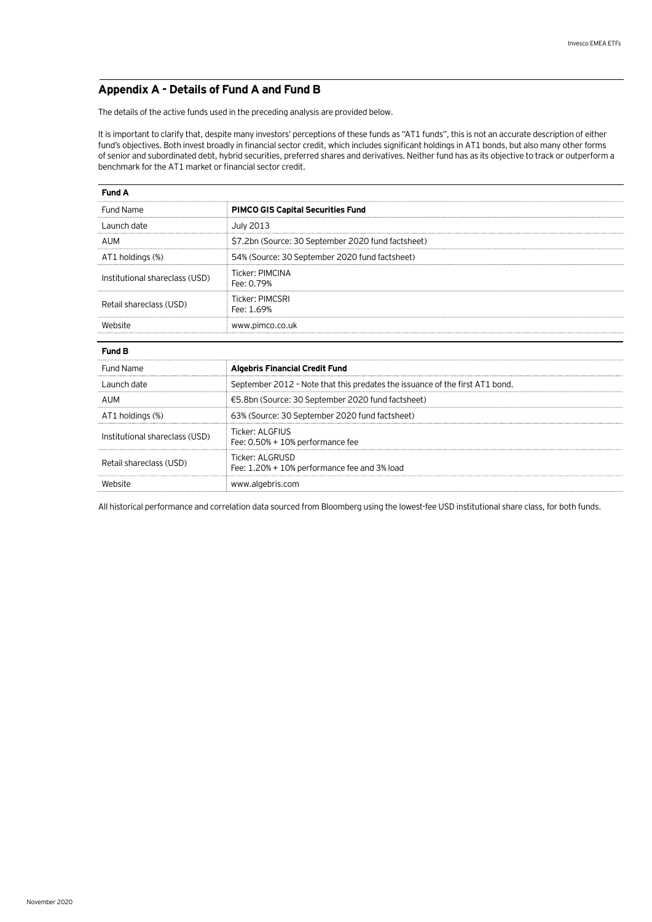## Appendix A - Details of Fund A and Fund B

The details of the active funds used in the preceding analysis are provided below.

It is important to clarify that, despite many investors' perceptions of these funds as "AT1 funds", this is not an accurate description of either fund's objectives. Both invest broadly in financial sector credit, which includes significant holdings in AT1 bonds, but also many other forms of senior and subordinated debt, hybrid securities, preferred shares and derivatives. Neither fund has as its objective to track or outperform a benchmark for the AT1 market or financial sector credit.

| **Fund A** | |
|---|---|
| Fund Name | **PIMCO GIS Capital Securities Fund** |
| Launch date | July 2013 |
| AUM | $7.2bn (Source: 30 September 2020 fund factsheet) |
| AT1 holdings (%) | 54% (Source: 30 September 2020 fund factsheet) |
| Institutional shareclass (USD) | Ticker: PIMCINA<br>Fee: 0.79% |
| Retail shareclass (USD) | Ticker: PIMCSRI<br>Fee: 1.69% |
| Website | www.pimco.co.uk |

| **Fund B** | |
|---|---|
| Fund Name | **Algebris Financial Credit Fund** |
| Launch date | September 2012 – Note that this predates the issuance of the first AT1 bond. |
| AUM | €5.8bn (Source: 30 September 2020 fund factsheet) |
| AT1 holdings (%) | 63% (Source: 30 September 2020 fund factsheet) |
| Institutional shareclass (USD) | Ticker: ALGFIUS<br>Fee: 0.50% + 10% performance fee |
| Retail shareclass (USD) | Ticker: ALGRUSD<br>Fee: 1.20% + 10% performance fee and 3% load |
| Website | www.algebris.com |

All historical performance and correlation data sourced from Bloomberg using the lowest-fee USD institutional share class, for both funds.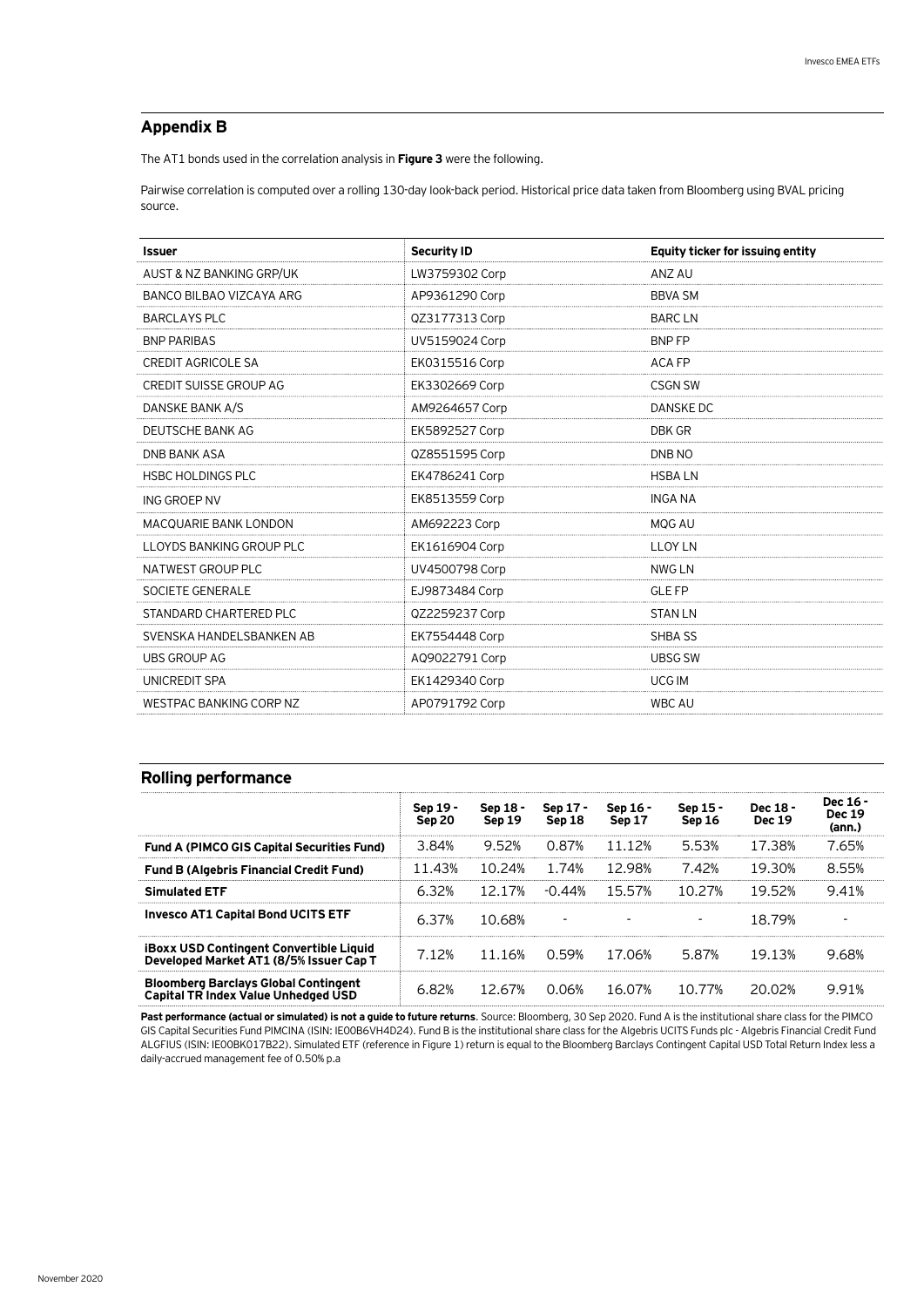## Appendix B

The AT1 bonds used in the correlation analysis in **Figure 3** were the following.

Pairwise correlation is computed over a rolling 130-day look-back period. Historical price data taken from Bloomberg using BVAL pricing source.

| Issuer | Security ID | Equity ticker for issuing entity |
|---|---|---|
| AUST & NZ BANKING GRP/UK | LW3759302 Corp | ANZ AU |
| BANCO BILBAO VIZCAYA ARG | AP9361290 Corp | BBVA SM |
| BARCLAYS PLC | QZ3177313 Corp | BARC LN |
| BNP PARIBAS | UV5159024 Corp | BNP FP |
| CREDIT AGRICOLE SA | EK0315516 Corp | ACA FP |
| CREDIT SUISSE GROUP AG | EK3302669 Corp | CSGN SW |
| DANSKE BANK A/S | AM9264657 Corp | DANSKE DC |
| DEUTSCHE BANK AG | EK5892527 Corp | DBK GR |
| DNB BANK ASA | QZ8551595 Corp | DNB NO |
| HSBC HOLDINGS PLC | EK4786241 Corp | HSBA LN |
| ING GROEP NV | EK8513559 Corp | INGA NA |
| MACQUARIE BANK LONDON | AM692223 Corp | MQG AU |
| LLOYDS BANKING GROUP PLC | EK1616904 Corp | LLOY LN |
| NATWEST GROUP PLC | UV4500798 Corp | NWG LN |
| SOCIETE GENERALE | EJ9873484 Corp | GLE FP |
| STANDARD CHARTERED PLC | QZ2259237 Corp | STAN LN |
| SVENSKA HANDELSBANKEN AB | EK7554448 Corp | SHBA SS |
| UBS GROUP AG | AQ9022791 Corp | UBSG SW |
| UNICREDIT SPA | EK1429340 Corp | UCG IM |
| WESTPAC BANKING CORP NZ | AP0791792 Corp | WBC AU |

## Rolling performance

| | Sep 19 - Sep 20 | Sep 18 - Sep 19 | Sep 17 - Sep 18 | Sep 16 - Sep 17 | Sep 15 - Sep 16 | Dec 18 - Dec 19 | Dec 16 - Dec 19 (ann.) |
|---|---|---|---|---|---|---|---|
| **Fund A (PIMCO GIS Capital Securities Fund)** | 3.84% | 9.52% | 0.87% | 11.12% | 5.53% | 17.38% | 7.65% |
| **Fund B (Algebris Financial Credit Fund)** | 11.43% | 10.24% | 1.74% | 12.98% | 7.42% | 19.30% | 8.55% |
| **Simulated ETF** | 6.32% | 12.17% | -0.44% | 15.57% | 10.27% | 19.52% | 9.41% |
| **Invesco AT1 Capital Bond UCITS ETF** | 6.37% | 10.68% | - | - | - | 18.79% | - |
| **iBoxx USD Contingent Convertible Liquid Developed Market AT1 (8/5% Issuer Cap T** | 7.12% | 11.16% | 0.59% | 17.06% | 5.87% | 19.13% | 9.68% |
| **Bloomberg Barclays Global Contingent Capital TR Index Value Unhedged USD** | 6.82% | 12.67% | 0.06% | 16.07% | 10.77% | 20.02% | 9.91% |

**Past performance (actual or simulated) is not a guide to future returns**. Source: Bloomberg, 30 Sep 2020. Fund A is the institutional share class for the PIMCO GIS Capital Securities Fund PIMCINA (ISIN: IE00B6VH4D24). Fund B is the institutional share class for the Algebris UCITS Funds plc - Algebris Financial Credit Fund ALGFIUS (ISIN: IE00BK017B22). Simulated ETF (reference in Figure 1) return is equal to the Bloomberg Barclays Contingent Capital USD Total Return Index less a daily-accrued management fee of 0.50% p.a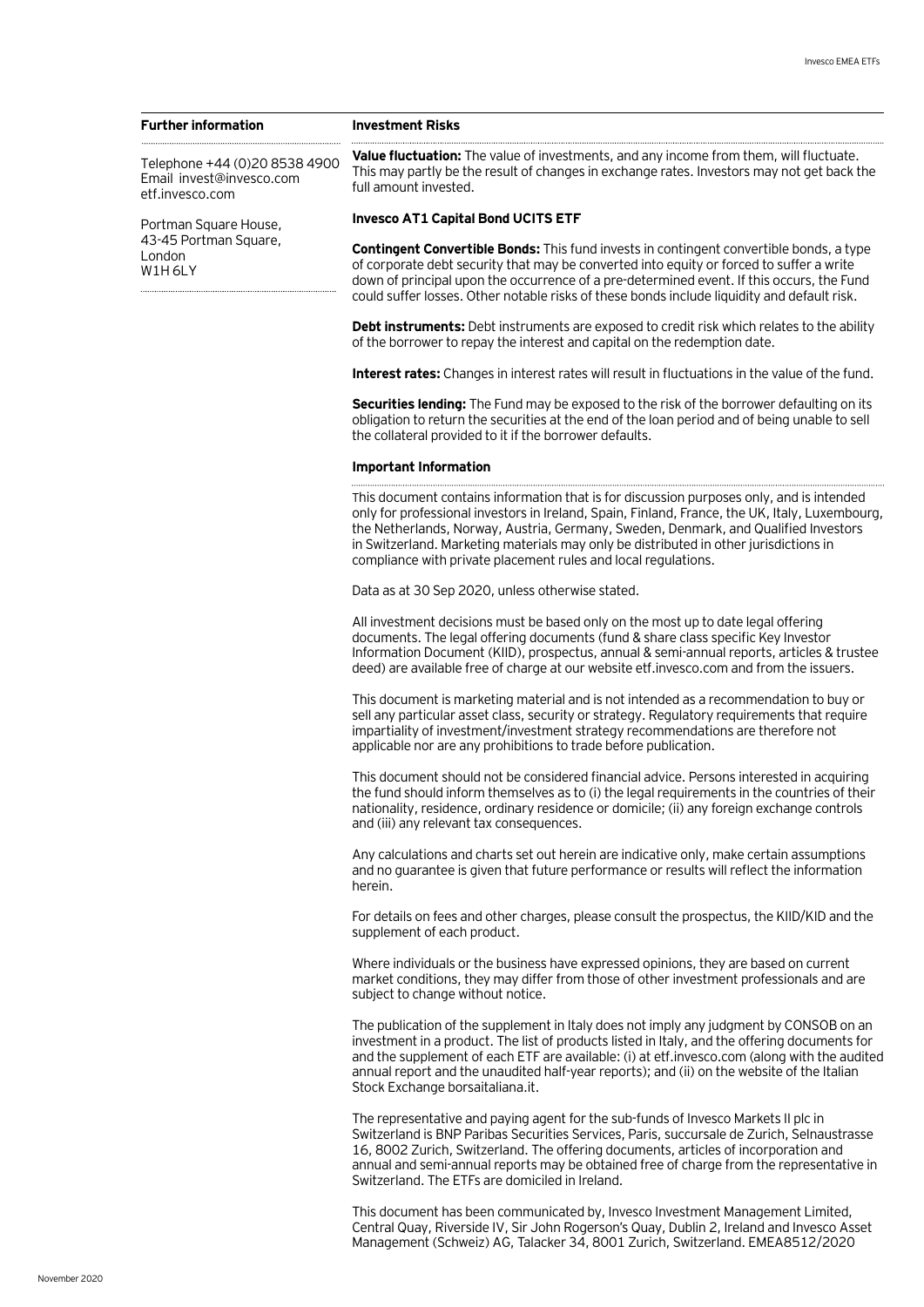## Further information

Telephone +44 (0)20 8538 4900
Email invest@invesco.com
etf.invesco.com

Portman Square House,
43-45 Portman Square,
London
W1H 6LY

## Investment Risks

**Value fluctuation:** The value of investments, and any income from them, will fluctuate. This may partly be the result of changes in exchange rates. Investors may not get back the full amount invested.

### Invesco AT1 Capital Bond UCITS ETF

**Contingent Convertible Bonds:** This fund invests in contingent convertible bonds, a type of corporate debt security that may be converted into equity or forced to suffer a write down of principal upon the occurrence of a pre-determined event. If this occurs, the Fund could suffer losses. Other notable risks of these bonds include liquidity and default risk.

**Debt instruments:** Debt instruments are exposed to credit risk which relates to the ability of the borrower to repay the interest and capital on the redemption date.

**Interest rates:** Changes in interest rates will result in fluctuations in the value of the fund.

**Securities lending:** The Fund may be exposed to the risk of the borrower defaulting on its obligation to return the securities at the end of the loan period and of being unable to sell the collateral provided to it if the borrower defaults.

## Important Information

This document contains information that is for discussion purposes only, and is intended only for professional investors in Ireland, Spain, Finland, France, the UK, Italy, Luxembourg, the Netherlands, Norway, Austria, Germany, Sweden, Denmark, and Qualified Investors in Switzerland. Marketing materials may only be distributed in other jurisdictions in compliance with private placement rules and local regulations.

Data as at 30 Sep 2020, unless otherwise stated.

All investment decisions must be based only on the most up to date legal offering documents. The legal offering documents (fund & share class specific Key Investor Information Document (KIID), prospectus, annual & semi-annual reports, articles & trustee deed) are available free of charge at our website etf.invesco.com and from the issuers.

This document is marketing material and is not intended as a recommendation to buy or sell any particular asset class, security or strategy. Regulatory requirements that require impartiality of investment/investment strategy recommendations are therefore not applicable nor are any prohibitions to trade before publication.

This document should not be considered financial advice. Persons interested in acquiring the fund should inform themselves as to (i) the legal requirements in the countries of their nationality, residence, ordinary residence or domicile; (ii) any foreign exchange controls and (iii) any relevant tax consequences.

Any calculations and charts set out herein are indicative only, make certain assumptions and no guarantee is given that future performance or results will reflect the information herein.

For details on fees and other charges, please consult the prospectus, the KIID/KID and the supplement of each product.

Where individuals or the business have expressed opinions, they are based on current market conditions, they may differ from those of other investment professionals and are subject to change without notice.

The publication of the supplement in Italy does not imply any judgment by CONSOB on an investment in a product. The list of products listed in Italy, and the offering documents for and the supplement of each ETF are available: (i) at etf.invesco.com (along with the audited annual report and the unaudited half-year reports); and (ii) on the website of the Italian Stock Exchange borsaitaliana.it.

The representative and paying agent for the sub-funds of Invesco Markets II plc in Switzerland is BNP Paribas Securities Services, Paris, succursale de Zurich, Selnaustrasse 16, 8002 Zurich, Switzerland. The offering documents, articles of incorporation and annual and semi-annual reports may be obtained free of charge from the representative in Switzerland. The ETFs are domiciled in Ireland.

This document has been communicated by, Invesco Investment Management Limited, Central Quay, Riverside IV, Sir John Rogerson's Quay, Dublin 2, Ireland and Invesco Asset Management (Schweiz) AG, Talacker 34, 8001 Zurich, Switzerland. EMEA8512/2020

November 2020